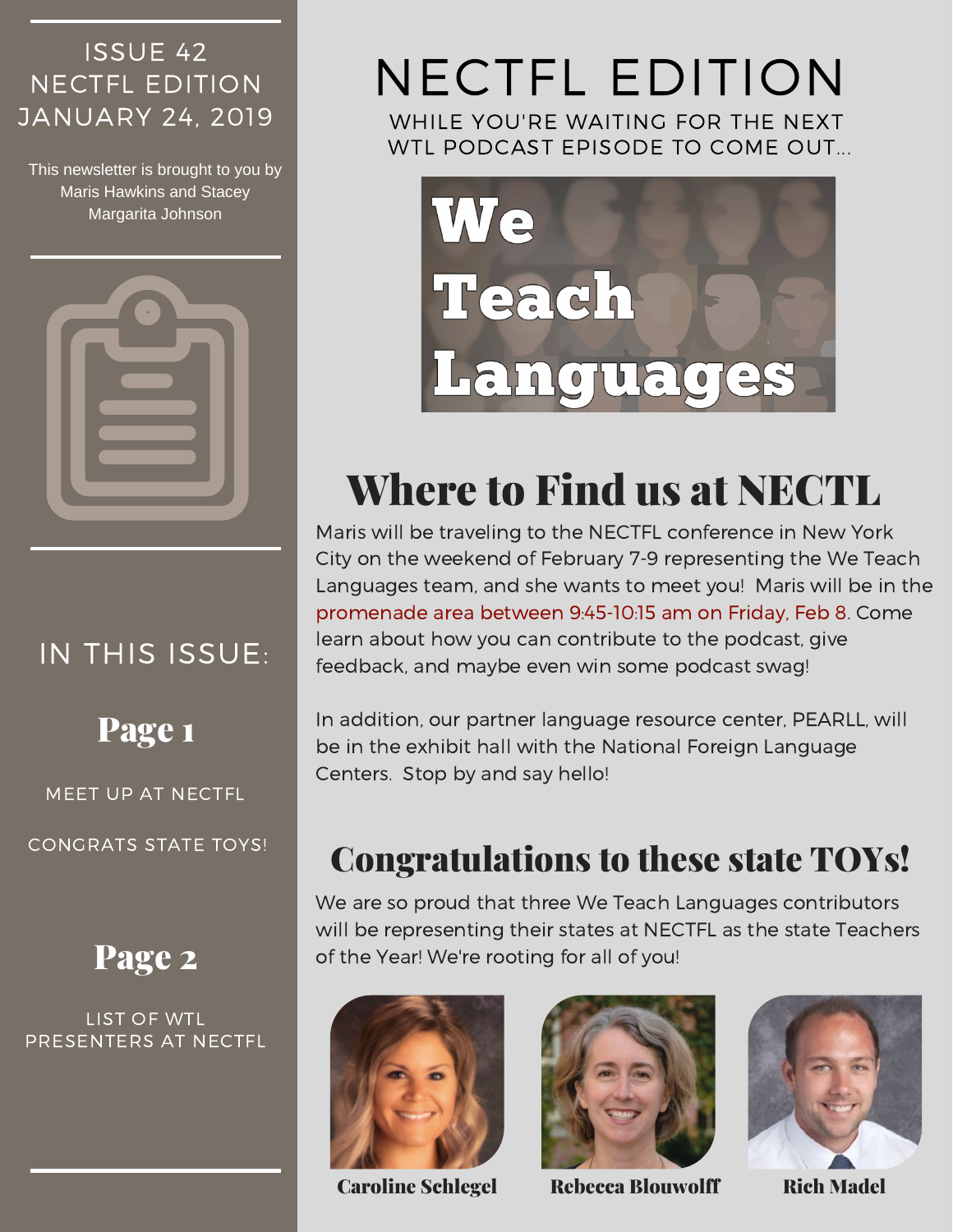ISSUE 42
NECTFL EDITION
JANUARY 24, 2019

This newsletter is brought to you by Maris Hawkins and Stacey Margarita Johnson

## IN THIS ISSUE:

### Page 1

MEET UP AT NECTFL

CONGRATS STATE TOYS!

### Page 2

LIST OF WTL PRESENTERS AT NECTFL

# NECTFL EDITION

WHILE YOU'RE WAITING FOR THE NEXT WTL PODCAST EPISODE TO COME OUT...

We Teach Languages

## Where to Find us at NECTL

Maris will be traveling to the NECTFL conference in New York City on the weekend of February 7-9 representing the We Teach Languages team, and she wants to meet you! Maris will be in the promenade area between 9:45-10:15 am on Friday, Feb 8. Come learn about how you can contribute to the podcast, give feedback, and maybe even win some podcast swag!

In addition, our partner language resource center, PEARLL, will be in the exhibit hall with the National Foreign Language Centers. Stop by and say hello!

## Congratulations to these state TOYs!

We are so proud that three We Teach Languages contributors will be representing their states at NECTFL as the state Teachers of the Year! We're rooting for all of you!

Caroline Schlegel

Rebecca Blouwolff

Rich Madel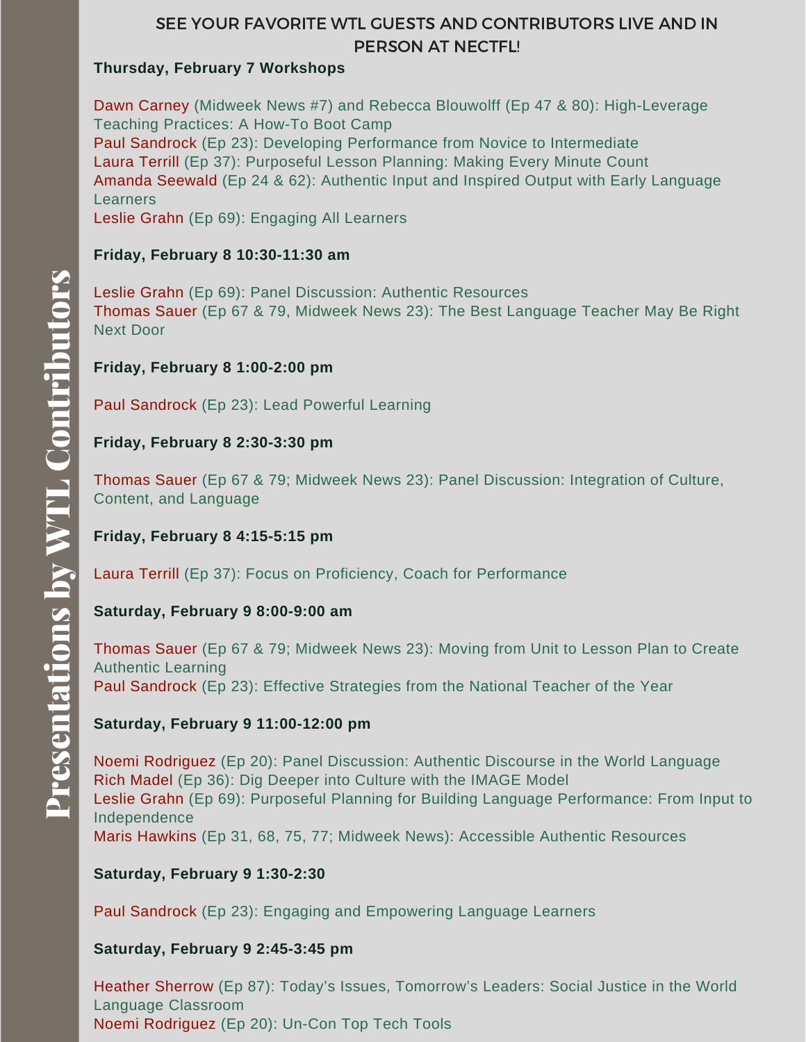# Presentations by WTL Contributors

## SEE YOUR FAVORITE WTL GUESTS AND CONTRIBUTORS LIVE AND IN PERSON AT NECTFL!

**Thursday, February 7 Workshops**

Dawn Carney (Midweek News #7) and Rebecca Blouwolff (Ep 47 & 80): High-Leverage Teaching Practices: A How-To Boot Camp
Paul Sandrock (Ep 23): Developing Performance from Novice to Intermediate
Laura Terrill (Ep 37): Purposeful Lesson Planning: Making Every Minute Count
Amanda Seewald (Ep 24 & 62): Authentic Input and Inspired Output with Early Language Learners
Leslie Grahn (Ep 69): Engaging All Learners

**Friday, February 8 10:30-11:30 am**

Leslie Grahn (Ep 69): Panel Discussion: Authentic Resources
Thomas Sauer (Ep 67 & 79, Midweek News 23): The Best Language Teacher May Be Right Next Door

**Friday, February 8 1:00-2:00 pm**

Paul Sandrock (Ep 23): Lead Powerful Learning

**Friday, February 8 2:30-3:30 pm**

Thomas Sauer (Ep 67 & 79; Midweek News 23): Panel Discussion: Integration of Culture, Content, and Language

**Friday, February 8 4:15-5:15 pm**

Laura Terrill (Ep 37): Focus on Proficiency, Coach for Performance

**Saturday, February 9 8:00-9:00 am**

Thomas Sauer (Ep 67 & 79; Midweek News 23): Moving from Unit to Lesson Plan to Create Authentic Learning
Paul Sandrock (Ep 23): Effective Strategies from the National Teacher of the Year

**Saturday, February 9 11:00-12:00 pm**

Noemi Rodriguez (Ep 20): Panel Discussion: Authentic Discourse in the World Language
Rich Madel (Ep 36): Dig Deeper into Culture with the IMAGE Model
Leslie Grahn (Ep 69): Purposeful Planning for Building Language Performance: From Input to Independence
Maris Hawkins (Ep 31, 68, 75, 77; Midweek News): Accessible Authentic Resources

**Saturday, February 9 1:30-2:30**

Paul Sandrock (Ep 23): Engaging and Empowering Language Learners

**Saturday, February 9 2:45-3:45 pm**

Heather Sherrow (Ep 87): Today's Issues, Tomorrow's Leaders: Social Justice in the World Language Classroom
Noemi Rodriguez (Ep 20): Un-Con Top Tech Tools